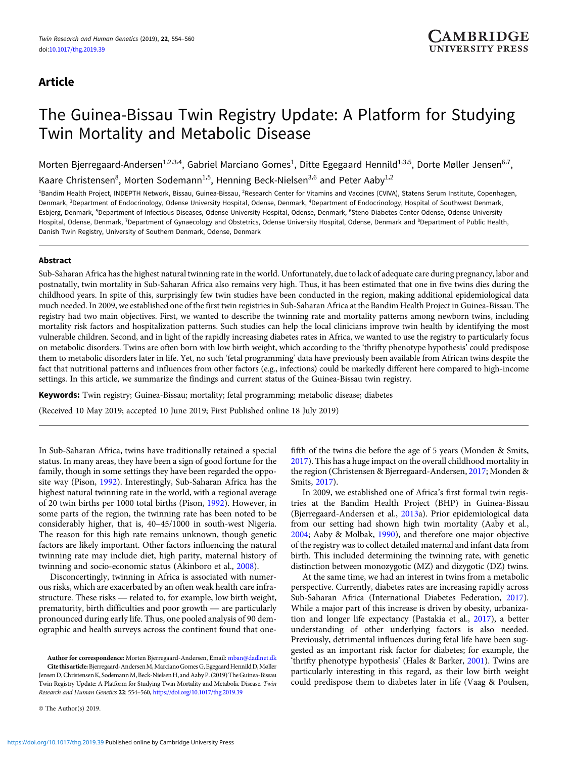Article

# The Guinea-Bissau Twin Registry Update: A Platform for Studying Twin Mortality and Metabolic Disease

Morten Bjerregaard-Andersen[1,2,3,4], Gabriel Marciano Gomes[1], Ditte Egegaard Hennild[1,3,5], Dorte Møller Jensen[6,7], Kaare Christensen[8], Morten Sodemann[1,5], Henning Beck-Nielsen[3,6] and Peter Aaby[1,2]

[1]Bandim Health Project, INDEPTH Network, Bissau, Guinea-Bissau, [2]Research Center for Vitamins and Vaccines (CVIVA), Statens Serum Institute, Copenhagen, Denmark, [3]Department of Endocrinology, Odense University Hospital, Odense, Denmark, [4]Department of Endocrinology, Hospital of Southwest Denmark, Esbjerg, Denmark, [5]Department of Infectious Diseases, Odense University Hospital, Odense, Denmark, [6]Steno Diabetes Center Odense, Odense University Hospital, Odense, Denmark, [7]Department of Gynaecology and Obstetrics, Odense University Hospital, Odense, Denmark and [8]Department of Public Health, Danish Twin Registry, University of Southern Denmark, Odense, Denmark

## Abstract

Sub-Saharan Africa has the highest natural twinning rate in the world. Unfortunately, due to lack of adequate care during pregnancy, labor and postnatally, twin mortality in Sub-Saharan Africa also remains very high. Thus, it has been estimated that one in five twins dies during the childhood years. In spite of this, surprisingly few twin studies have been conducted in the region, making additional epidemiological data much needed. In 2009, we established one of the first twin registries in Sub-Saharan Africa at the Bandim Health Project in Guinea-Bissau. The registry had two main objectives. First, we wanted to describe the twinning rate and mortality patterns among newborn twins, including mortality risk factors and hospitalization patterns. Such studies can help the local clinicians improve twin health by identifying the most vulnerable children. Second, and in light of the rapidly increasing diabetes rates in Africa, we wanted to use the registry to particularly focus on metabolic disorders. Twins are often born with low birth weight, which according to the 'thrifty phenotype hypothesis' could predispose them to metabolic disorders later in life. Yet, no such 'fetal programming' data have previously been available from African twins despite the fact that nutritional patterns and influences from other factors (e.g., infections) could be markedly different here compared to high-income settings. In this article, we summarize the findings and current status of the Guinea-Bissau twin registry.

**Keywords:** Twin registry; Guinea-Bissau; mortality; fetal programming; metabolic disease; diabetes

(Received 10 May 2019; accepted 10 June 2019; First Published online 18 July 2019)

In Sub-Saharan Africa, twins have traditionally retained a special status. In many areas, they have been a sign of good fortune for the family, though in some settings they have been regarded the opposite way (Pison, 1992). Interestingly, Sub-Saharan Africa has the highest natural twinning rate in the world, with a regional average of 20 twin births per 1000 total births (Pison, 1992). However, in some parts of the region, the twinning rate has been noted to be considerably higher, that is, 40–45/1000 in south-west Nigeria. The reason for this high rate remains unknown, though genetic factors are likely important. Other factors influencing the natural twinning rate may include diet, high parity, maternal history of twinning and socio-economic status (Akinboro et al., 2008).

Disconcertingly, twinning in Africa is associated with numerous risks, which are exacerbated by an often weak health care infrastructure. These risks — related to, for example, low birth weight, prematurity, birth difficulties and poor growth — are particularly pronounced during early life. Thus, one pooled analysis of 90 demographic and health surveys across the continent found that one-fifth of the twins die before the age of 5 years (Monden & Smits, 2017). This has a huge impact on the overall childhood mortality in the region (Christensen & Bjerregaard-Andersen, 2017; Monden & Smits, 2017).

In 2009, we established one of Africa's first formal twin registries at the Bandim Health Project (BHP) in Guinea-Bissau (Bjerregaard-Andersen et al., 2013a). Prior epidemiological data from our setting had shown high twin mortality (Aaby et al., 2004; Aaby & Molbak, 1990), and therefore one major objective of the registry was to collect detailed maternal and infant data from birth. This included determining the twinning rate, with genetic distinction between monozygotic (MZ) and dizygotic (DZ) twins.

At the same time, we had an interest in twins from a metabolic perspective. Currently, diabetes rates are increasing rapidly across Sub-Saharan Africa (International Diabetes Federation, 2017). While a major part of this increase is driven by obesity, urbanization and longer life expectancy (Pastakia et al., 2017), a better understanding of other underlying factors is also needed. Previously, detrimental influences during fetal life have been suggested as an important risk factor for diabetes; for example, the 'thrifty phenotype hypothesis' (Hales & Barker, 2001). Twins are particularly interesting in this regard, as their low birth weight could predispose them to diabetes later in life (Vaag & Poulsen,

**Author for correspondence:** Morten Bjerregaard-Andersen, Email: mban@dadlnet.dk

**Cite this article:** Bjerregaard-Andersen M, Marciano Gomes G, Egegaard Hennild D, Møller Jensen D, Christensen K, Sodemann M, Beck-Nielsen H, and Aaby P. (2019) The Guinea-Bissau Twin Registry Update: A Platform for Studying Twin Mortality and Metabolic Disease. *Twin Research and Human Genetics* 22: 554–560, https://doi.org/10.1017/thg.2019.39

© The Author(s) 2019.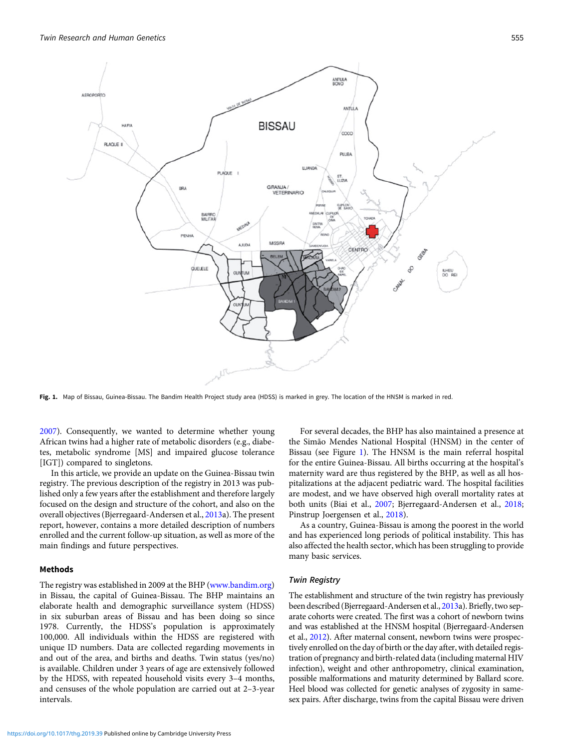Fig. 1. Map of Bissau, Guinea-Bissau. The Bandim Health Project study area (HDSS) is marked in grey. The location of the HNSM is marked in red.

2007). Consequently, we wanted to determine whether young African twins had a higher rate of metabolic disorders (e.g., diabetes, metabolic syndrome [MS] and impaired glucose tolerance [IGT]) compared to singletons.

In this article, we provide an update on the Guinea-Bissau twin registry. The previous description of the registry in 2013 was published only a few years after the establishment and therefore largely focused on the design and structure of the cohort, and also on the overall objectives (Bjerregaard-Andersen et al., 2013a). The present report, however, contains a more detailed description of numbers enrolled and the current follow-up situation, as well as more of the main findings and future perspectives.

## Methods

The registry was established in 2009 at the BHP (www.bandim.org) in Bissau, the capital of Guinea-Bissau. The BHP maintains an elaborate health and demographic surveillance system (HDSS) in six suburban areas of Bissau and has been doing so since 1978. Currently, the HDSS's population is approximately 100,000. All individuals within the HDSS are registered with unique ID numbers. Data are collected regarding movements in and out of the area, and births and deaths. Twin status (yes/no) is available. Children under 3 years of age are extensively followed by the HDSS, with repeated household visits every 3–4 months, and censuses of the whole population are carried out at 2–3-year intervals.

For several decades, the BHP has also maintained a presence at the Simão Mendes National Hospital (HNSM) in the center of Bissau (see Figure 1). The HNSM is the main referral hospital for the entire Guinea-Bissau. All births occurring at the hospital's maternity ward are thus registered by the BHP, as well as all hospitalizations at the adjacent pediatric ward. The hospital facilities are modest, and we have observed high overall mortality rates at both units (Biai et al., 2007; Bjerregaard-Andersen et al., 2018; Pinstrup Joergensen et al., 2018).

As a country, Guinea-Bissau is among the poorest in the world and has experienced long periods of political instability. This has also affected the health sector, which has been struggling to provide many basic services.

### *Twin Registry*

The establishment and structure of the twin registry has previously been described (Bjerregaard-Andersen et al., 2013a). Briefly, two separate cohorts were created. The first was a cohort of newborn twins and was established at the HNSM hospital (Bjerregaard-Andersen et al., 2012). After maternal consent, newborn twins were prospectively enrolled on the day of birth or the day after, with detailed registration of pregnancy and birth-related data (including maternal HIV infection), weight and other anthropometry, clinical examination, possible malformations and maturity determined by Ballard score. Heel blood was collected for genetic analyses of zygosity in same-sex pairs. After discharge, twins from the capital Bissau were driven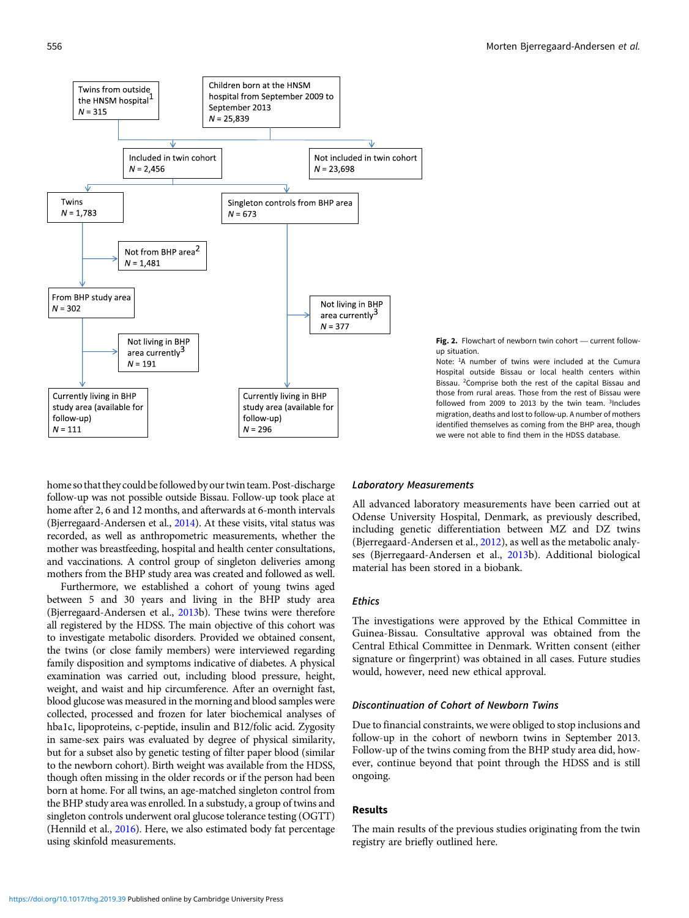Fig. 2. Flowchart of newborn twin cohort — current follow-up situation.

Note: [1]A number of twins were included at the Cumura Hospital outside Bissau or local health centers within Bissau. [2]Comprise both the rest of the capital Bissau and those from rural areas. Those from the rest of Bissau were followed from 2009 to 2013 by the twin team. [3]Includes migration, deaths and lost to follow-up. A number of mothers identified themselves as coming from the BHP area, though we were not able to find them in the HDSS database.

home so that they could be followed by our twin team. Post-discharge follow-up was not possible outside Bissau. Follow-up took place at home after 2, 6 and 12 months, and afterwards at 6-month intervals (Bjerregaard-Andersen et al., 2014). At these visits, vital status was recorded, as well as anthropometric measurements, whether the mother was breastfeeding, hospital and health center consultations, and vaccinations. A control group of singleton deliveries among mothers from the BHP study area was created and followed as well.

Furthermore, we established a cohort of young twins aged between 5 and 30 years and living in the BHP study area (Bjerregaard-Andersen et al., 2013b). These twins were therefore all registered by the HDSS. The main objective of this cohort was to investigate metabolic disorders. Provided we obtained consent, the twins (or close family members) were interviewed regarding family disposition and symptoms indicative of diabetes. A physical examination was carried out, including blood pressure, height, weight, and waist and hip circumference. After an overnight fast, blood glucose was measured in the morning and blood samples were collected, processed and frozen for later biochemical analyses of hba1c, lipoproteins, c-peptide, insulin and B12/folic acid. Zygosity in same-sex pairs was evaluated by degree of physical similarity, but for a subset also by genetic testing of filter paper blood (similar to the newborn cohort). Birth weight was available from the HDSS, though often missing in the older records or if the person had been born at home. For all twins, an age-matched singleton control from the BHP study area was enrolled. In a substudy, a group of twins and singleton controls underwent oral glucose tolerance testing (OGTT) (Hennild et al., 2016). Here, we also estimated body fat percentage using skinfold measurements.

### Laboratory Measurements

All advanced laboratory measurements have been carried out at Odense University Hospital, Denmark, as previously described, including genetic differentiation between MZ and DZ twins (Bjerregaard-Andersen et al., 2012), as well as the metabolic analyses (Bjerregaard-Andersen et al., 2013b). Additional biological material has been stored in a biobank.

### Ethics

The investigations were approved by the Ethical Committee in Guinea-Bissau. Consultative approval was obtained from the Central Ethical Committee in Denmark. Written consent (either signature or fingerprint) was obtained in all cases. Future studies would, however, need new ethical approval.

### Discontinuation of Cohort of Newborn Twins

Due to financial constraints, we were obliged to stop inclusions and follow-up in the cohort of newborn twins in September 2013. Follow-up of the twins coming from the BHP study area did, however, continue beyond that point through the HDSS and is still ongoing.

## Results

The main results of the previous studies originating from the twin registry are briefly outlined here.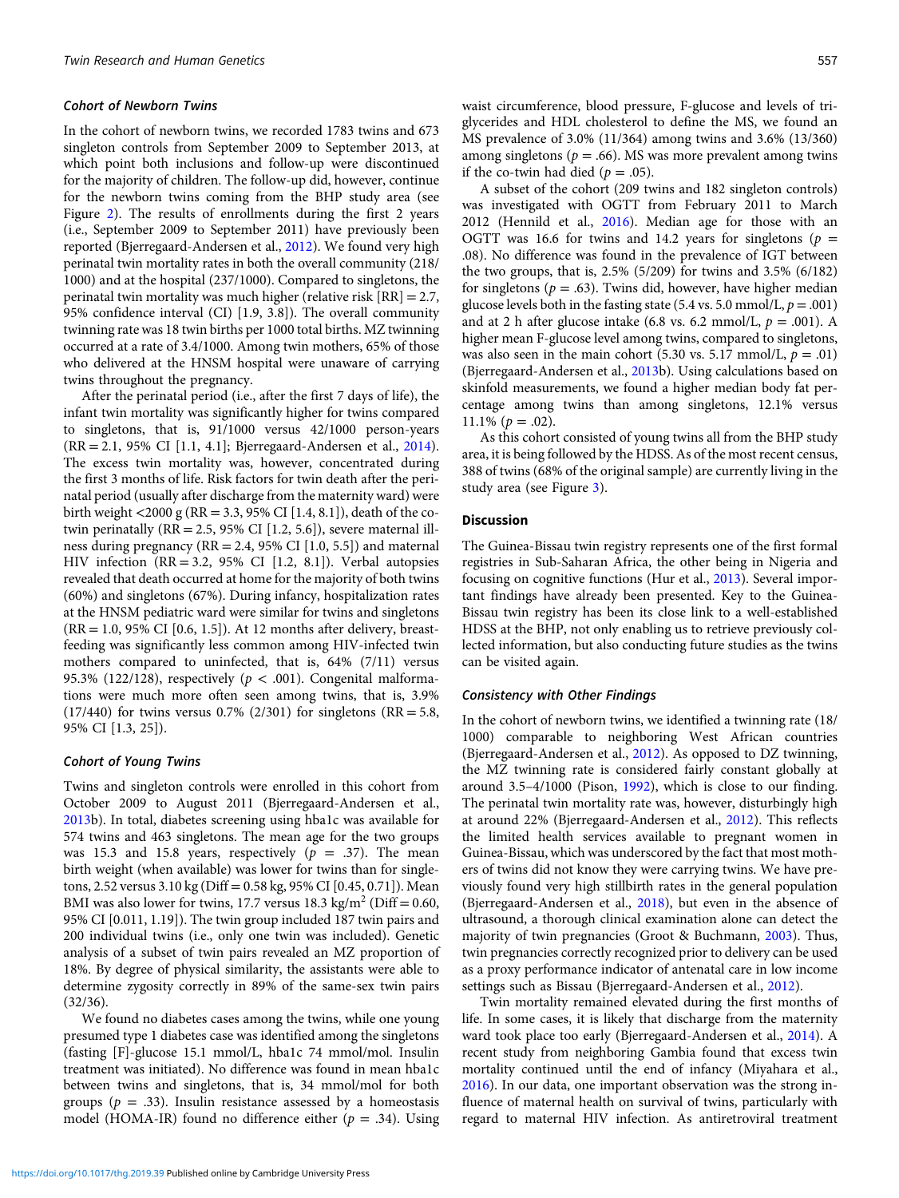### *Cohort of Newborn Twins*

In the cohort of newborn twins, we recorded 1783 twins and 673 singleton controls from September 2009 to September 2013, at which point both inclusions and follow-up were discontinued for the majority of children. The follow-up did, however, continue for the newborn twins coming from the BHP study area (see Figure 2). The results of enrollments during the first 2 years (i.e., September 2009 to September 2011) have previously been reported (Bjerregaard-Andersen et al., 2012). We found very high perinatal twin mortality rates in both the overall community (218/1000) and at the hospital (237/1000). Compared to singletons, the perinatal twin mortality was much higher (relative risk [RR] = 2.7, 95% confidence interval (CI) [1.9, 3.8]). The overall community twinning rate was 18 twin births per 1000 total births. MZ twinning occurred at a rate of 3.4/1000. Among twin mothers, 65% of those who delivered at the HNSM hospital were unaware of carrying twins throughout the pregnancy.

After the perinatal period (i.e., after the first 7 days of life), the infant twin mortality was significantly higher for twins compared to singletons, that is, 91/1000 versus 42/1000 person-years (RR = 2.1, 95% CI [1.1, 4.1]; Bjerregaard-Andersen et al., 2014). The excess twin mortality was, however, concentrated during the first 3 months of life. Risk factors for twin death after the perinatal period (usually after discharge from the maternity ward) were birth weight <2000 g (RR = 3.3, 95% CI [1.4, 8.1]), death of the co-twin perinatally (RR = 2.5, 95% CI [1.2, 5.6]), severe maternal illness during pregnancy (RR = 2.4, 95% CI [1.0, 5.5]) and maternal HIV infection (RR = 3.2, 95% CI [1.2, 8.1]). Verbal autopsies revealed that death occurred at home for the majority of both twins (60%) and singletons (67%). During infancy, hospitalization rates at the HNSM pediatric ward were similar for twins and singletons (RR = 1.0, 95% CI [0.6, 1.5]). At 12 months after delivery, breastfeeding was significantly less common among HIV-infected twin mothers compared to uninfected, that is, 64% (7/11) versus 95.3% (122/128), respectively ($p$ < .001). Congenital malformations were much more often seen among twins, that is, 3.9% (17/440) for twins versus 0.7% (2/301) for singletons (RR = 5.8, 95% CI [1.3, 25]).

### *Cohort of Young Twins*

Twins and singleton controls were enrolled in this cohort from October 2009 to August 2011 (Bjerregaard-Andersen et al., 2013b). In total, diabetes screening using hba1c was available for 574 twins and 463 singletons. The mean age for the two groups was 15.3 and 15.8 years, respectively ($p$ = .37). The mean birth weight (when available) was lower for twins than for singletons, 2.52 versus 3.10 kg (Diff = 0.58 kg, 95% CI [0.45, 0.71]). Mean BMI was also lower for twins, 17.7 versus 18.3 kg/m$^2$ (Diff = 0.60, 95% CI [0.011, 1.19]). The twin group included 187 twin pairs and 200 individual twins (i.e., only one twin was included). Genetic analysis of a subset of twin pairs revealed an MZ proportion of 18%. By degree of physical similarity, the assistants were able to determine zygosity correctly in 89% of the same-sex twin pairs (32/36).

We found no diabetes cases among the twins, while one young presumed type 1 diabetes case was identified among the singletons (fasting [F]-glucose 15.1 mmol/L, hba1c 74 mmol/mol. Insulin treatment was initiated). No difference was found in mean hba1c between twins and singletons, that is, 34 mmol/mol for both groups ($p$ = .33). Insulin resistance assessed by a homeostasis model (HOMA-IR) found no difference either ($p$ = .34). Using waist circumference, blood pressure, F-glucose and levels of triglycerides and HDL cholesterol to define the MS, we found an MS prevalence of 3.0% (11/364) among twins and 3.6% (13/360) among singletons ($p$ = .66). MS was more prevalent among twins if the co-twin had died ($p$ = .05).

A subset of the cohort (209 twins and 182 singleton controls) was investigated with OGTT from February 2011 to March 2012 (Hennild et al., 2016). Median age for those with an OGTT was 16.6 for twins and 14.2 years for singletons ($p$ = .08). No difference was found in the prevalence of IGT between the two groups, that is, 2.5% (5/209) for twins and 3.5% (6/182) for singletons ($p$ = .63). Twins did, however, have higher median glucose levels both in the fasting state (5.4 vs. 5.0 mmol/L, $p$ = .001) and at 2 h after glucose intake (6.8 vs. 6.2 mmol/L, $p$ = .001). A higher mean F-glucose level among twins, compared to singletons, was also seen in the main cohort (5.30 vs. 5.17 mmol/L, $p$ = .01) (Bjerregaard-Andersen et al., 2013b). Using calculations based on skinfold measurements, we found a higher median body fat percentage among twins than among singletons, 12.1% versus 11.1% ($p$ = .02).

As this cohort consisted of young twins all from the BHP study area, it is being followed by the HDSS. As of the most recent census, 388 of twins (68% of the original sample) are currently living in the study area (see Figure 3).

## Discussion

The Guinea-Bissau twin registry represents one of the first formal registries in Sub-Saharan Africa, the other being in Nigeria and focusing on cognitive functions (Hur et al., 2013). Several important findings have already been presented. Key to the Guinea-Bissau twin registry has been its close link to a well-established HDSS at the BHP, not only enabling us to retrieve previously collected information, but also conducting future studies as the twins can be visited again.

### *Consistency with Other Findings*

In the cohort of newborn twins, we identified a twinning rate (18/1000) comparable to neighboring West African countries (Bjerregaard-Andersen et al., 2012). As opposed to DZ twinning, the MZ twinning rate is considered fairly constant globally at around 3.5–4/1000 (Pison, 1992), which is close to our finding. The perinatal twin mortality rate was, however, disturbingly high at around 22% (Bjerregaard-Andersen et al., 2012). This reflects the limited health services available to pregnant women in Guinea-Bissau, which was underscored by the fact that most mothers of twins did not know they were carrying twins. We have previously found very high stillbirth rates in the general population (Bjerregaard-Andersen et al., 2018), but even in the absence of ultrasound, a thorough clinical examination alone can detect the majority of twin pregnancies (Groot & Buchmann, 2003). Thus, twin pregnancies correctly recognized prior to delivery can be used as a proxy performance indicator of antenatal care in low income settings such as Bissau (Bjerregaard-Andersen et al., 2012).

Twin mortality remained elevated during the first months of life. In some cases, it is likely that discharge from the maternity ward took place too early (Bjerregaard-Andersen et al., 2014). A recent study from neighboring Gambia found that excess twin mortality continued until the end of infancy (Miyahara et al., 2016). In our data, one important observation was the strong influence of maternal health on survival of twins, particularly with regard to maternal HIV infection. As antiretroviral treatment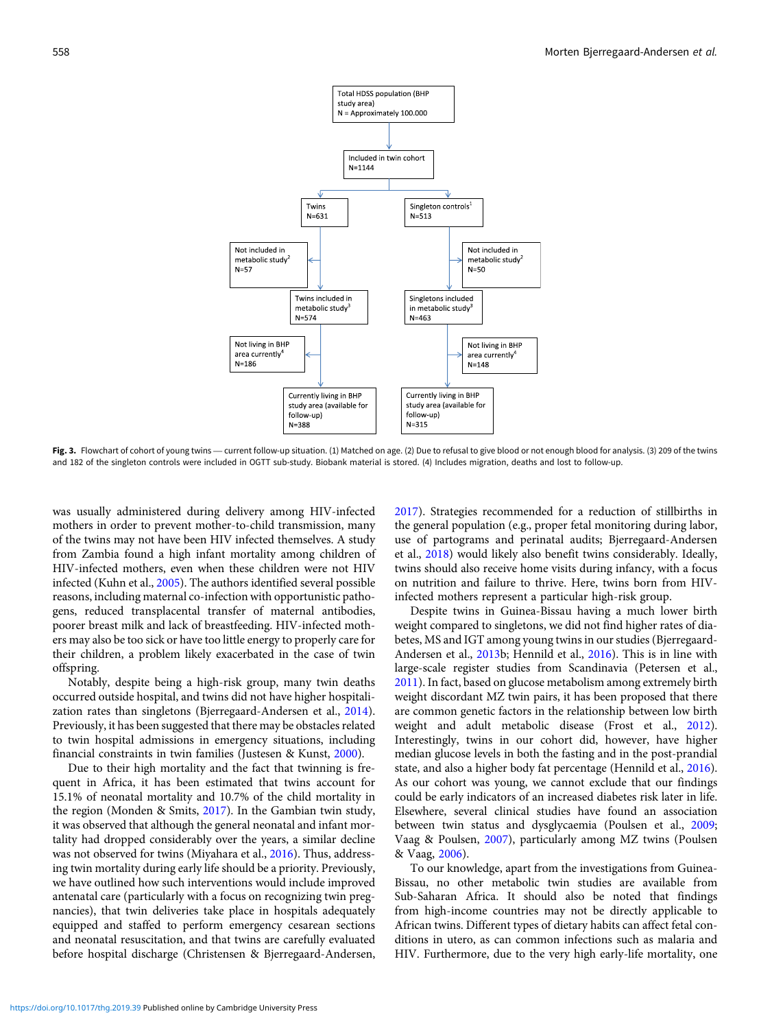Total HDSS population (BHP study area)
N = Approximately 100.000

→ Included in twin cohort
N=1144

→ Twins N=631 | Singleton controls[1] N=513

Twins N=631 → Not included in metabolic study[2] N=57 → Twins included in metabolic study[3] N=574 → Not living in BHP area currently[4] N=186 → Currently living in BHP study area (available for follow-up) N=388

Singleton controls[1] N=513 → Not included in metabolic study[2] N=50 → Singletons included in metabolic study[3] N=463 → Not living in BHP area currently[4] N=148 → Currently living in BHP study area (available for follow-up) N=315

**Fig. 3.** Flowchart of cohort of young twins — current follow-up situation. (1) Matched on age. (2) Due to refusal to give blood or not enough blood for analysis. (3) 209 of the twins and 182 of the singleton controls were included in OGTT sub-study. Biobank material is stored. (4) Includes migration, deaths and lost to follow-up.

was usually administered during delivery among HIV-infected mothers in order to prevent mother-to-child transmission, many of the twins may not have been HIV infected themselves. A study from Zambia found a high infant mortality among children of HIV-infected mothers, even when these children were not HIV infected (Kuhn et al., 2005). The authors identified several possible reasons, including maternal co-infection with opportunistic pathogens, reduced transplacental transfer of maternal antibodies, poorer breast milk and lack of breastfeeding. HIV-infected mothers may also be too sick or have too little energy to properly care for their children, a problem likely exacerbated in the case of twin offspring.

Notably, despite being a high-risk group, many twin deaths occurred outside hospital, and twins did not have higher hospitalization rates than singletons (Bjerregaard-Andersen et al., 2014). Previously, it has been suggested that there may be obstacles related to twin hospital admissions in emergency situations, including financial constraints in twin families (Justesen & Kunst, 2000).

Due to their high mortality and the fact that twinning is frequent in Africa, it has been estimated that twins account for 15.1% of neonatal mortality and 10.7% of the child mortality in the region (Monden & Smits, 2017). In the Gambian twin study, it was observed that although the general neonatal and infant mortality had dropped considerably over the years, a similar decline was not observed for twins (Miyahara et al., 2016). Thus, addressing twin mortality during early life should be a priority. Previously, we have outlined how such interventions would include improved antenatal care (particularly with a focus on recognizing twin pregnancies), that twin deliveries take place in hospitals adequately equipped and staffed to perform emergency cesarean sections and neonatal resuscitation, and that twins are carefully evaluated before hospital discharge (Christensen & Bjerregaard-Andersen, 2017). Strategies recommended for a reduction of stillbirths in the general population (e.g., proper fetal monitoring during labor, use of partograms and perinatal audits; Bjerregaard-Andersen et al., 2018) would likely also benefit twins considerably. Ideally, twins should also receive home visits during infancy, with a focus on nutrition and failure to thrive. Here, twins born from HIV-infected mothers represent a particular high-risk group.

Despite twins in Guinea-Bissau having a much lower birth weight compared to singletons, we did not find higher rates of diabetes, MS and IGT among young twins in our studies (Bjerregaard-Andersen et al., 2013b; Hennild et al., 2016). This is in line with large-scale register studies from Scandinavia (Petersen et al., 2011). In fact, based on glucose metabolism among extremely birth weight discordant MZ twin pairs, it has been proposed that there are common genetic factors in the relationship between low birth weight and adult metabolic disease (Frost et al., 2012). Interestingly, twins in our cohort did, however, have higher median glucose levels in both the fasting and in the post-prandial state, and also a higher body fat percentage (Hennild et al., 2016). As our cohort was young, we cannot exclude that our findings could be early indicators of an increased diabetes risk later in life. Elsewhere, several clinical studies have found an association between twin status and dysglycaemia (Poulsen et al., 2009; Vaag & Poulsen, 2007), particularly among MZ twins (Poulsen & Vaag, 2006).

To our knowledge, apart from the investigations from Guinea-Bissau, no other metabolic twin studies are available from Sub-Saharan Africa. It should also be noted that findings from high-income countries may not be directly applicable to African twins. Different types of dietary habits can affect fetal conditions in utero, as can common infections such as malaria and HIV. Furthermore, due to the very high early-life mortality, one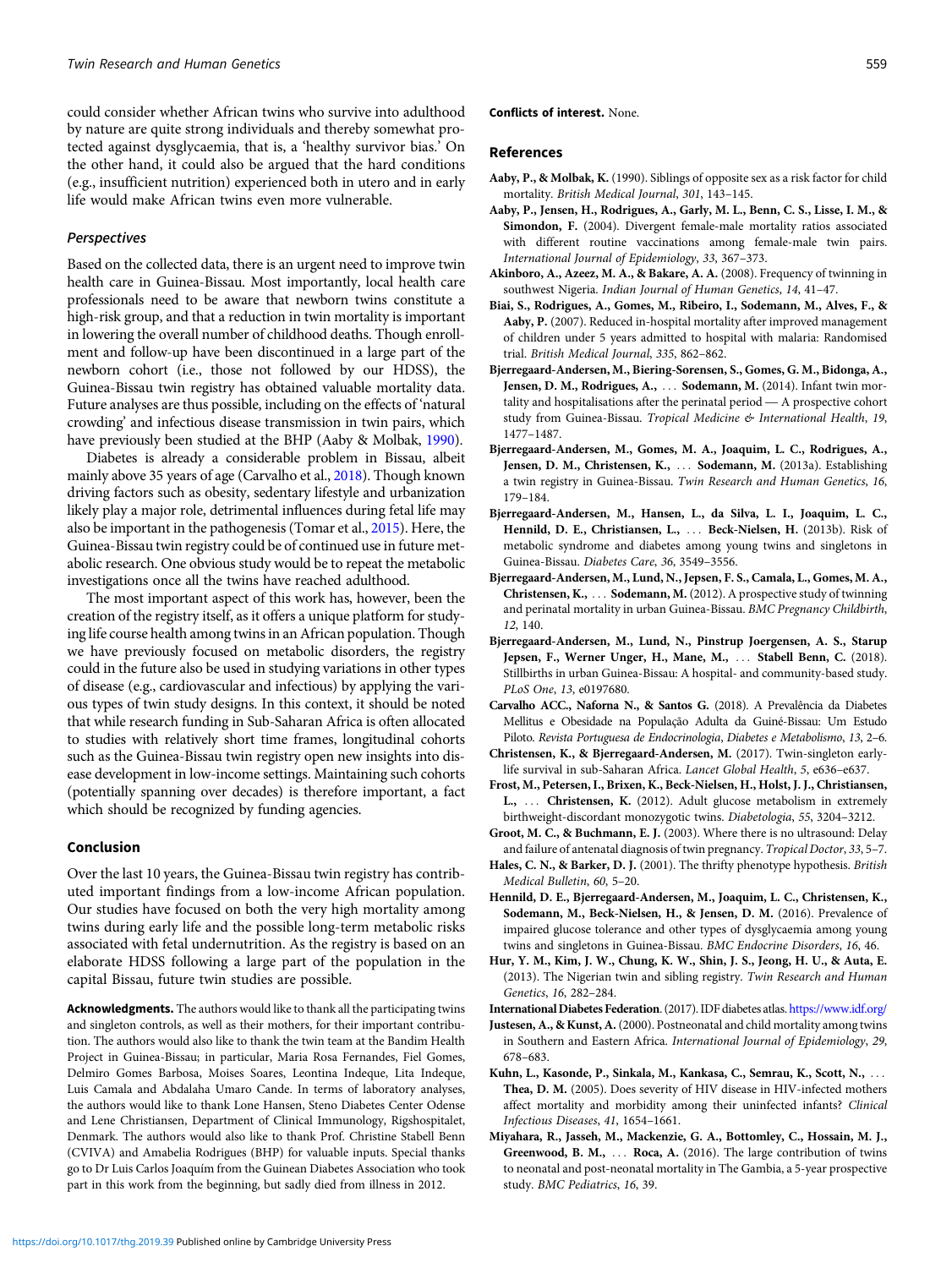could consider whether African twins who survive into adulthood by nature are quite strong individuals and thereby somewhat protected against dysglycaemia, that is, a 'healthy survivor bias.' On the other hand, it could also be argued that the hard conditions (e.g., insufficient nutrition) experienced both in utero and in early life would make African twins even more vulnerable.

### Perspectives

Based on the collected data, there is an urgent need to improve twin health care in Guinea-Bissau. Most importantly, local health care professionals need to be aware that newborn twins constitute a high-risk group, and that a reduction in twin mortality is important in lowering the overall number of childhood deaths. Though enrollment and follow-up have been discontinued in a large part of the newborn cohort (i.e., those not followed by our HDSS), the Guinea-Bissau twin registry has obtained valuable mortality data. Future analyses are thus possible, including on the effects of 'natural crowding' and infectious disease transmission in twin pairs, which have previously been studied at the BHP (Aaby & Molbak, 1990).

Diabetes is already a considerable problem in Bissau, albeit mainly above 35 years of age (Carvalho et al., 2018). Though known driving factors such as obesity, sedentary lifestyle and urbanization likely play a major role, detrimental influences during fetal life may also be important in the pathogenesis (Tomar et al., 2015). Here, the Guinea-Bissau twin registry could be of continued use in future metabolic research. One obvious study would be to repeat the metabolic investigations once all the twins have reached adulthood.

The most important aspect of this work has, however, been the creation of the registry itself, as it offers a unique platform for studying life course health among twins in an African population. Though we have previously focused on metabolic disorders, the registry could in the future also be used in studying variations in other types of disease (e.g., cardiovascular and infectious) by applying the various types of twin study designs. In this context, it should be noted that while research funding in Sub-Saharan Africa is often allocated to studies with relatively short time frames, longitudinal cohorts such as the Guinea-Bissau twin registry open new insights into disease development in low-income settings. Maintaining such cohorts (potentially spanning over decades) is therefore important, a fact which should be recognized by funding agencies.

## Conclusion

Over the last 10 years, the Guinea-Bissau twin registry has contributed important findings from a low-income African population. Our studies have focused on both the very high mortality among twins during early life and the possible long-term metabolic risks associated with fetal undernutrition. As the registry is based on an elaborate HDSS following a large part of the population in the capital Bissau, future twin studies are possible.

**Acknowledgments.** The authors would like to thank all the participating twins and singleton controls, as well as their mothers, for their important contribution. The authors would also like to thank the twin team at the Bandim Health Project in Guinea-Bissau; in particular, Maria Rosa Fernandes, Fiel Gomes, Delmiro Gomes Barbosa, Moises Soares, Leontina Indeque, Lita Indeque, Luis Camala and Abdalaha Umaro Cande. In terms of laboratory analyses, the authors would like to thank Lone Hansen, Steno Diabetes Center Odense and Lene Christiansen, Department of Clinical Immunology, Rigshospitalet, Denmark. The authors would also like to thank Prof. Christine Stabell Benn (CVIVA) and Amabelia Rodrigues (BHP) for valuable inputs. Special thanks go to Dr Luis Carlos Joaquím from the Guinean Diabetes Association who took part in this work from the beginning, but sadly died from illness in 2012.

**Conflicts of interest.** None.

## References

**Aaby, P., & Molbak, K.** (1990). Siblings of opposite sex as a risk factor for child mortality. *British Medical Journal*, *301*, 143–145.

**Aaby, P., Jensen, H., Rodrigues, A., Garly, M. L., Benn, C. S., Lisse, I. M., & Simondon, F.** (2004). Divergent female-male mortality ratios associated with different routine vaccinations among female-male twin pairs. *International Journal of Epidemiology*, *33*, 367–373.

**Akinboro, A., Azeez, M. A., & Bakare, A. A.** (2008). Frequency of twinning in southwest Nigeria. *Indian Journal of Human Genetics*, *14*, 41–47.

**Biai, S., Rodrigues, A., Gomes, M., Ribeiro, I., Sodemann, M., Alves, F., & Aaby, P.** (2007). Reduced in-hospital mortality after improved management of children under 5 years admitted to hospital with malaria: Randomised trial. *British Medical Journal*, *335*, 862–862.

**Bjerregaard-Andersen, M., Biering-Sorensen, S., Gomes, G. M., Bidonga, A., Jensen, D. M., Rodrigues, A., . . . Sodemann, M.** (2014). Infant twin mortality and hospitalisations after the perinatal period — A prospective cohort study from Guinea-Bissau. *Tropical Medicine & International Health*, *19*, 1477–1487.

**Bjerregaard-Andersen, M., Gomes, M. A., Joaquim, L. C., Rodrigues, A., Jensen, D. M., Christensen, K., . . . Sodemann, M.** (2013a). Establishing a twin registry in Guinea-Bissau. *Twin Research and Human Genetics*, *16*, 179–184.

**Bjerregaard-Andersen, M., Hansen, L., da Silva, L. I., Joaquim, L. C., Hennild, D. E., Christiansen, L., . . . Beck-Nielsen, H.** (2013b). Risk of metabolic syndrome and diabetes among young twins and singletons in Guinea-Bissau. *Diabetes Care*, *36*, 3549–3556.

**Bjerregaard-Andersen, M., Lund, N., Jepsen, F. S., Camala, L., Gomes, M. A., Christensen, K., . . . Sodemann, M.** (2012). A prospective study of twinning and perinatal mortality in urban Guinea-Bissau. *BMC Pregnancy Childbirth*, *12*, 140.

**Bjerregaard-Andersen, M., Lund, N., Pinstrup Joergensen, A. S., Starup Jepsen, F., Werner Unger, H., Mane, M., . . . Stabell Benn, C.** (2018). Stillbirths in urban Guinea-Bissau: A hospital- and community-based study. *PLoS One*, *13*, e0197680.

**Carvalho ACC., Naforna N., & Santos G.** (2018). A Prevalência da Diabetes Mellitus e Obesidade na População Adulta da Guiné-Bissau: Um Estudo Piloto. *Revista Portuguesa de Endocrinologia, Diabetes e Metabolismo*, *13*, 2–6.

**Christensen, K., & Bjerregaard-Andersen, M.** (2017). Twin-singleton early-life survival in sub-Saharan Africa. *Lancet Global Health*, *5*, e636–e637.

**Frost, M., Petersen, I., Brixen, K., Beck-Nielsen, H., Holst, J. J., Christiansen, L., . . . Christensen, K.** (2012). Adult glucose metabolism in extremely birthweight-discordant monozygotic twins. *Diabetologia*, *55*, 3204–3212.

**Groot, M. C., & Buchmann, E. J.** (2003). Where there is no ultrasound: Delay and failure of antenatal diagnosis of twin pregnancy. *Tropical Doctor*, *33*, 5–7.

**Hales, C. N., & Barker, D. J.** (2001). The thrifty phenotype hypothesis. *British Medical Bulletin*, *60*, 5–20.

**Hennild, D. E., Bjerregaard-Andersen, M., Joaquim, L. C., Christensen, K., Sodemann, M., Beck-Nielsen, H., & Jensen, D. M.** (2016). Prevalence of impaired glucose tolerance and other types of dysglycaemia among young twins and singletons in Guinea-Bissau. *BMC Endocrine Disorders*, *16*, 46.

**Hur, Y. M., Kim, J. W., Chung, K. W., Shin, J. S., Jeong, H. U., & Auta, E.** (2013). The Nigerian twin and sibling registry. *Twin Research and Human Genetics*, *16*, 282–284.

**International Diabetes Federation.** (2017). IDF diabetes atlas. https://www.idf.org/

**Justesen, A., & Kunst, A.** (2000). Postneonatal and child mortality among twins in Southern and Eastern Africa. *International Journal of Epidemiology*, *29*, 678–683.

**Kuhn, L., Kasonde, P., Sinkala, M., Kankasa, C., Semrau, K., Scott, N., . . . Thea, D. M.** (2005). Does severity of HIV disease in HIV-infected mothers affect mortality and morbidity among their uninfected infants? *Clinical Infectious Diseases*, *41*, 1654–1661.

**Miyahara, R., Jasseh, M., Mackenzie, G. A., Bottomley, C., Hossain, M. J., Greenwood, B. M., . . . Roca, A.** (2016). The large contribution of twins to neonatal and post-neonatal mortality in The Gambia, a 5-year prospective study. *BMC Pediatrics*, *16*, 39.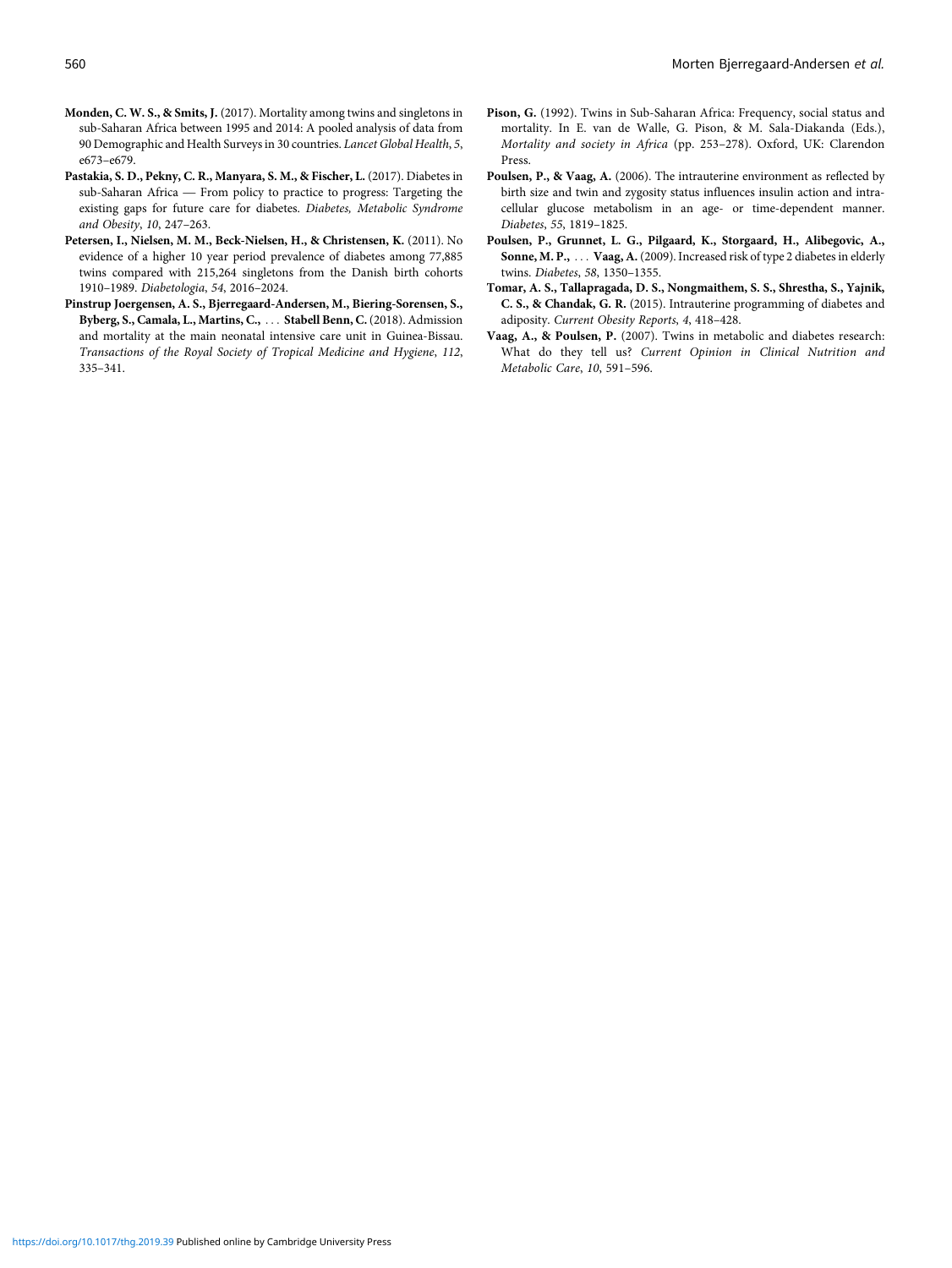**Monden, C. W. S., & Smits, J.** (2017). Mortality among twins and singletons in sub-Saharan Africa between 1995 and 2014: A pooled analysis of data from 90 Demographic and Health Surveys in 30 countries. *Lancet Global Health*, *5*, e673–e679.

**Pastakia, S. D., Pekny, C. R., Manyara, S. M., & Fischer, L.** (2017). Diabetes in sub-Saharan Africa — From policy to practice to progress: Targeting the existing gaps for future care for diabetes. *Diabetes, Metabolic Syndrome and Obesity*, *10*, 247–263.

**Petersen, I., Nielsen, M. M., Beck-Nielsen, H., & Christensen, K.** (2011). No evidence of a higher 10 year period prevalence of diabetes among 77,885 twins compared with 215,264 singletons from the Danish birth cohorts 1910–1989. *Diabetologia*, *54*, 2016–2024.

**Pinstrup Joergensen, A. S., Bjerregaard-Andersen, M., Biering-Sorensen, S., Byberg, S., Camala, L., Martins, C., . . . Stabell Benn, C.** (2018). Admission and mortality at the main neonatal intensive care unit in Guinea-Bissau. *Transactions of the Royal Society of Tropical Medicine and Hygiene*, *112*, 335–341.

**Pison, G.** (1992). Twins in Sub-Saharan Africa: Frequency, social status and mortality. In E. van de Walle, G. Pison, & M. Sala-Diakanda (Eds.), *Mortality and society in Africa* (pp. 253–278). Oxford, UK: Clarendon Press.

**Poulsen, P., & Vaag, A.** (2006). The intrauterine environment as reflected by birth size and twin and zygosity status influences insulin action and intracellular glucose metabolism in an age- or time-dependent manner. *Diabetes*, *55*, 1819–1825.

**Poulsen, P., Grunnet, L. G., Pilgaard, K., Storgaard, H., Alibegovic, A., Sonne, M. P., . . . Vaag, A.** (2009). Increased risk of type 2 diabetes in elderly twins. *Diabetes*, *58*, 1350–1355.

**Tomar, A. S., Tallapragada, D. S., Nongmaithem, S. S., Shrestha, S., Yajnik, C. S., & Chandak, G. R.** (2015). Intrauterine programming of diabetes and adiposity. *Current Obesity Reports*, *4*, 418–428.

**Vaag, A., & Poulsen, P.** (2007). Twins in metabolic and diabetes research: What do they tell us? *Current Opinion in Clinical Nutrition and Metabolic Care*, *10*, 591–596.